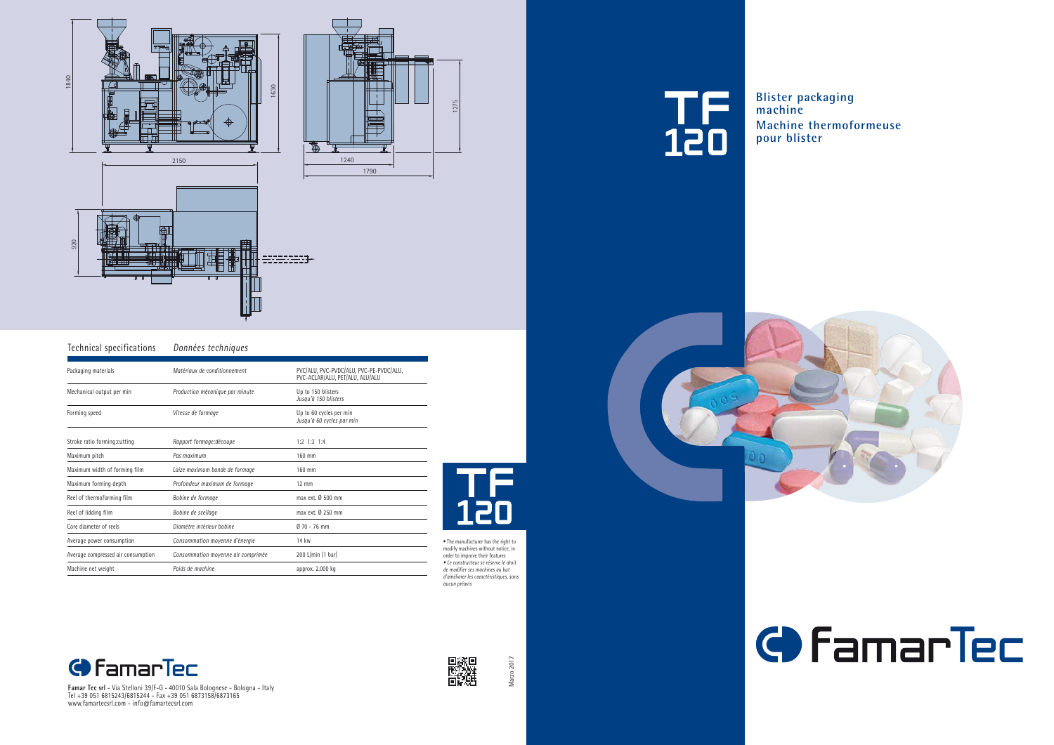# TF 120

**Blister packaging machine**

**Machine thermoformeuse pour blister**

## Technical specifications — *Données techniques*

| Technical specifications | *Données techniques* | |
|---|---|---|
| Packaging materials | *Matériaux de conditionnement* | PVC/ALU, PVC-PVDC/ALU, PVC-PE-PVDC/ALU, PVC-ACLAR/ALU, PET/ALU, ALU/ALU |
| Mechanical output per min | *Production mécanique par minute* | Up to 150 blisters *Jusqu'à 150 blisters* |
| Forming speed | *Vitesse de formage* | Up to 60 cycles per min *Jusqu'à 60 cycles par min* |
| Stroke ratio forming:cutting | *Rapport formage:découpe* | 1:2 1:3 1:4 |
| Maximum pitch | *Pas maximum* | 160 mm |
| Maximum width of forming film | *Laize maximum bande de formage* | 160 mm |
| Maximum forming depth | *Profondeur maximum de formage* | 12 mm |
| Reel of thermoforming film | *Bobine de formage* | max ext. Ø 500 mm |
| Reel of lidding film | *Bobine de scellage* | max ext. Ø 250 mm |
| Core diameter of reels | *Diamètre intérieur bobine* | Ø 70 - 76 mm |
| Average power consumption | *Consommation moyenne d'énergie* | 14 kw |
| Average compressed air consumption | *Consommation moyenne air comprimée* | 200 L/min (1 bar) |
| Machine net weight | *Poids de machine* | approx. 2.000 kg |

• The manufacturer has the right to modify machines without notice, in order to improve their features

• *Le constructeur se réserve le droit de modifier ses machines au but d'améliorer les caractéristiques, sans aucun préavis*

**FamarTec**

**Famar Tec srl** - Via Stelloni 39/F-G - 40010 Sala Bolognese - Bologna - Italy
Tel +39 051 6815243/6815244 - Fax +39 051 6873158/6873165
www.famartecsrl.com - info@famartecsrl.com

*Marzo 2017*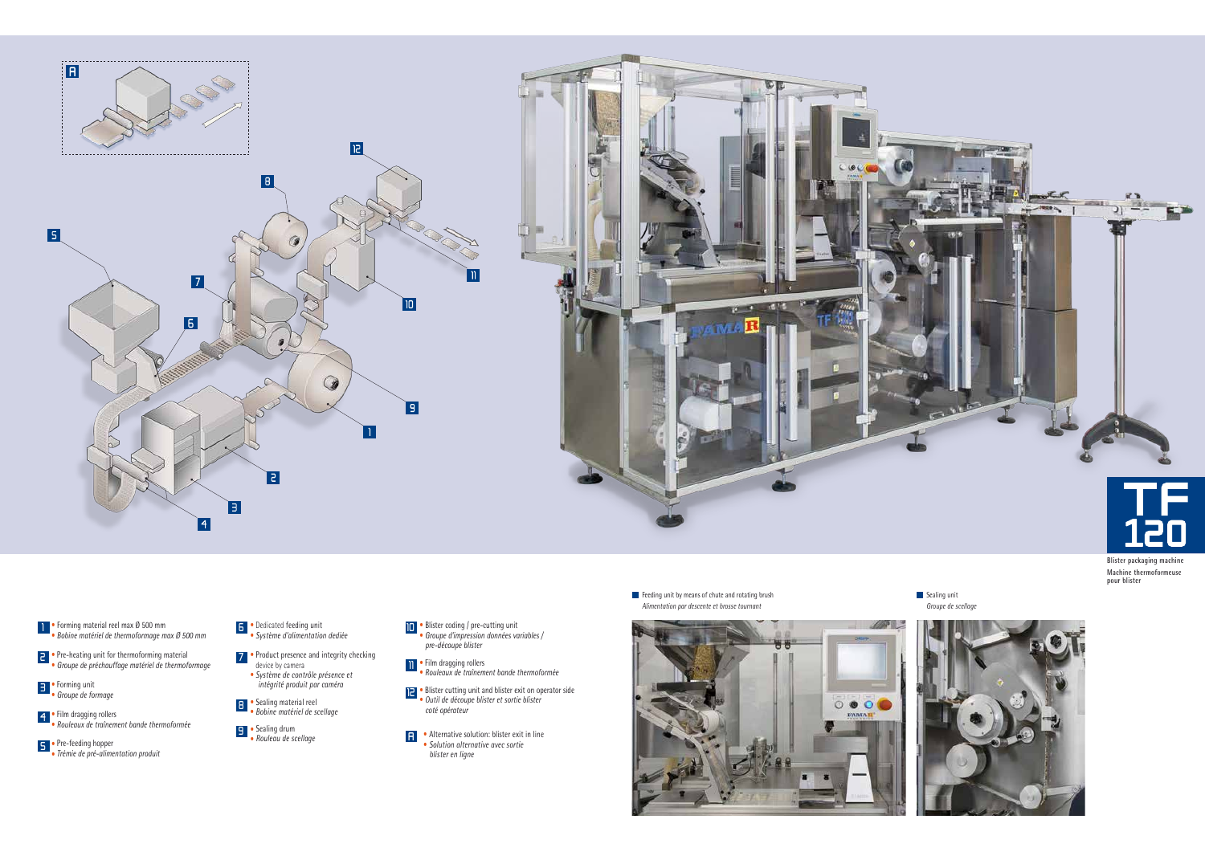# TF 120

Blister packaging machine
Machine thermoformeuse pour blister

- **1** • Forming material reel max Ø 500 mm
  • *Bobine matériel de thermoformage max Ø 500 mm*
- **2** • Pre-heating unit for thermoforming material
  • *Groupe de préchauffage matériel de thermoformage*
- **3** • Forming unit
  • *Groupe de formage*
- **4** • Film dragging rollers
  • *Rouleaux de traînement bande thermoformée*
- **5** • Pre-feeding hopper
  • *Trémie de pré-alimentation produit*
- **6** • Dedicated feeding unit
  • *Système d'alimentation dediée*
- **7** • Product presence and integrity checking device by camera
  • *Système de contrôle présence et intégrité produit par caméra*
- **8** • Sealing material reel
  • *Bobine matériel de scellage*
- **9** • Sealing drum
  • *Rouleau de scellage*
- **10** • Blister coding / pre-cutting unit
  • *Groupe d'impression données variables / pre-découpe blister*
- **11** • Film dragging rollers
  • *Rouleaux de traînement bande thermoformée*
- **12** • Blister cutting unit and blister exit on operator side
  • *Outil de découpe blister et sortie blister coté opérateur*
- **A** • Alternative solution: blister exit in line
  • *Solution alternative avec sortie blister en ligne*

Feeding unit by means of chute and rotating brush
*Alimentation par descente et brosse tournant*

Sealing unit
*Groupe de scellage*